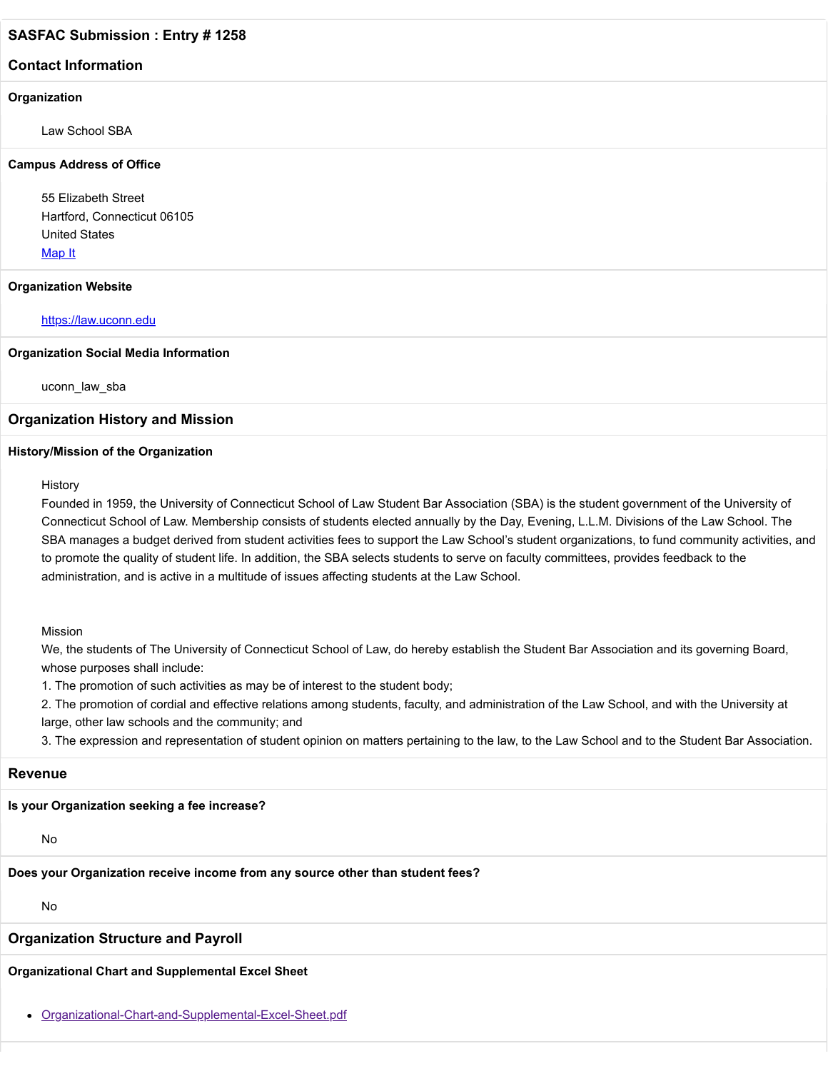## SASFAC Submission : Entry # 1258

## Contact Information

### Organization

Law School SBA

### Campus Address of Office

55 Elizabeth Street
Hartford, Connecticut 06105
United States
[Map It]

### Organization Website

https://law.uconn.edu

### Organization Social Media Information

uconn_law_sba

## Organization History and Mission

### History/Mission of the Organization

History
Founded in 1959, the University of Connecticut School of Law Student Bar Association (SBA) is the student government of the University of Connecticut School of Law. Membership consists of students elected annually by the Day, Evening, L.L.M. Divisions of the Law School. The SBA manages a budget derived from student activities fees to support the Law School's student organizations, to fund community activities, and to promote the quality of student life. In addition, the SBA selects students to serve on faculty committees, provides feedback to the administration, and is active in a multitude of issues affecting students at the Law School.

Mission
We, the students of The University of Connecticut School of Law, do hereby establish the Student Bar Association and its governing Board, whose purposes shall include:
1. The promotion of such activities as may be of interest to the student body;
2. The promotion of cordial and effective relations among students, faculty, and administration of the Law School, and with the University at large, other law schools and the community; and
3. The expression and representation of student opinion on matters pertaining to the law, to the Law School and to the Student Bar Association.

## Revenue

### Is your Organization seeking a fee increase?

No

### Does your Organization receive income from any source other than student fees?

No

## Organization Structure and Payroll

### Organizational Chart and Supplemental Excel Sheet

- Organizational-Chart-and-Supplemental-Excel-Sheet.pdf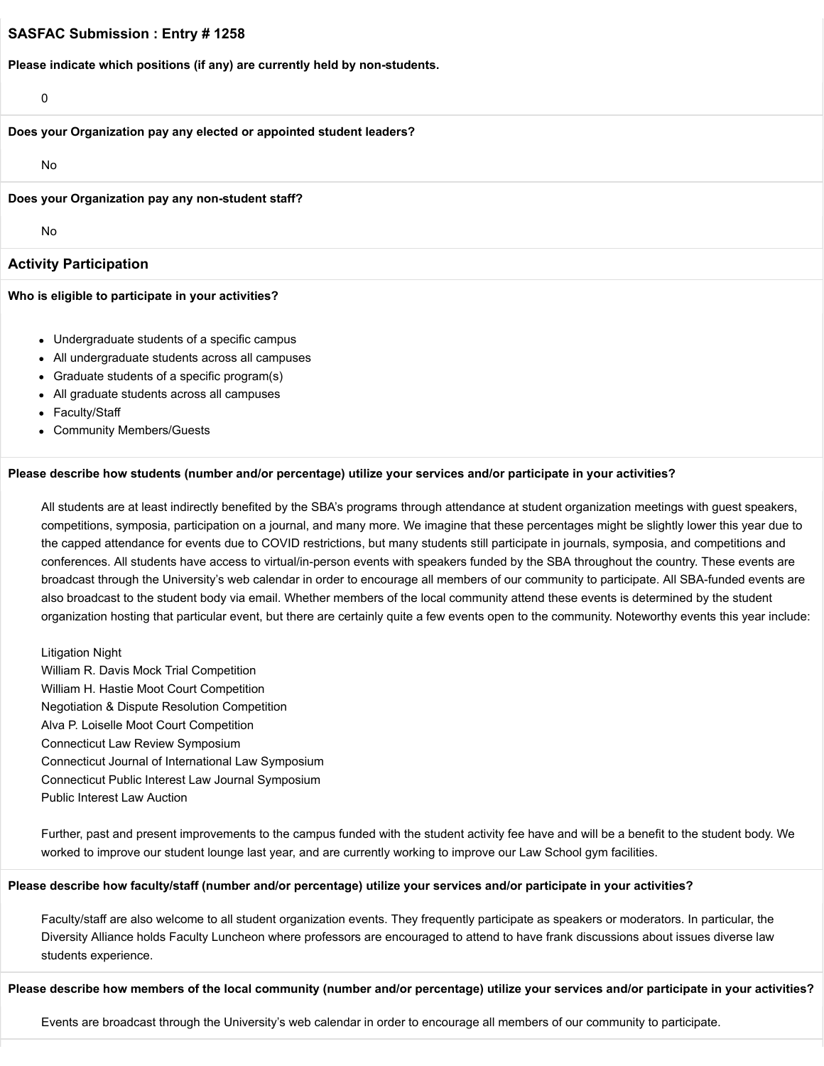## SASFAC Submission : Entry # 1258

**Please indicate which positions (if any) are currently held by non-students.**

0

**Does your Organization pay any elected or appointed student leaders?**

No

**Does your Organization pay any non-student staff?**

No

### Activity Participation

**Who is eligible to participate in your activities?**

- Undergraduate students of a specific campus
- All undergraduate students across all campuses
- Graduate students of a specific program(s)
- All graduate students across all campuses
- Faculty/Staff
- Community Members/Guests

**Please describe how students (number and/or percentage) utilize your services and/or participate in your activities?**

All students are at least indirectly benefited by the SBA's programs through attendance at student organization meetings with guest speakers, competitions, symposia, participation on a journal, and many more. We imagine that these percentages might be slightly lower this year due to the capped attendance for events due to COVID restrictions, but many students still participate in journals, symposia, and competitions and conferences. All students have access to virtual/in-person events with speakers funded by the SBA throughout the country. These events are broadcast through the University's web calendar in order to encourage all members of our community to participate. All SBA-funded events are also broadcast to the student body via email. Whether members of the local community attend these events is determined by the student organization hosting that particular event, but there are certainly quite a few events open to the community. Noteworthy events this year include:

Litigation Night
William R. Davis Mock Trial Competition
William H. Hastie Moot Court Competition
Negotiation & Dispute Resolution Competition
Alva P. Loiselle Moot Court Competition
Connecticut Law Review Symposium
Connecticut Journal of International Law Symposium
Connecticut Public Interest Law Journal Symposium
Public Interest Law Auction

Further, past and present improvements to the campus funded with the student activity fee have and will be a benefit to the student body. We worked to improve our student lounge last year, and are currently working to improve our Law School gym facilities.

**Please describe how faculty/staff (number and/or percentage) utilize your services and/or participate in your activities?**

Faculty/staff are also welcome to all student organization events. They frequently participate as speakers or moderators. In particular, the Diversity Alliance holds Faculty Luncheon where professors are encouraged to attend to have frank discussions about issues diverse law students experience.

**Please describe how members of the local community (number and/or percentage) utilize your services and/or participate in your activities?**

Events are broadcast through the University's web calendar in order to encourage all members of our community to participate.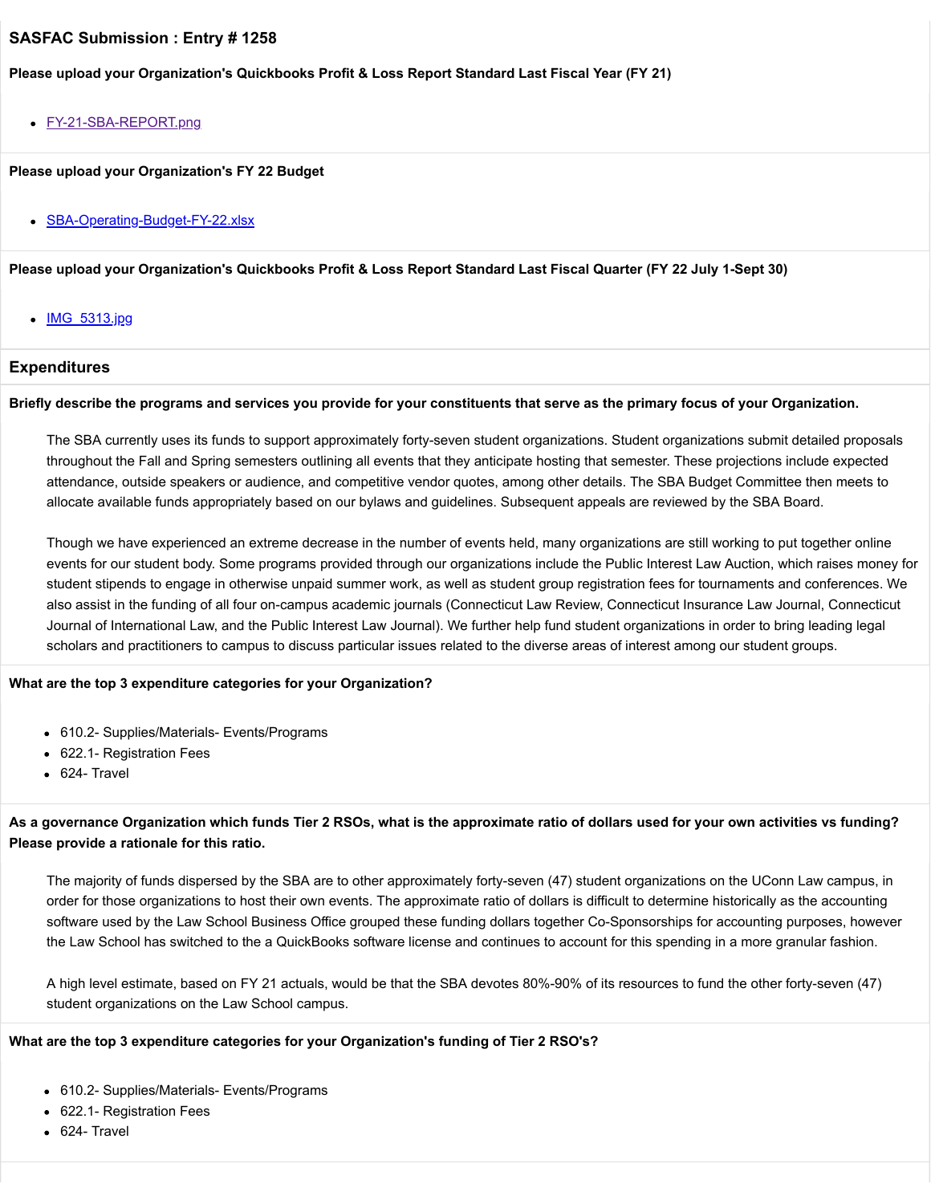## SASFAC Submission : Entry # 1258

**Please upload your Organization's Quickbooks Profit & Loss Report Standard Last Fiscal Year (FY 21)**

- FY-21-SBA-REPORT.png

**Please upload your Organization's FY 22 Budget**

- SBA-Operating-Budget-FY-22.xlsx

**Please upload your Organization's Quickbooks Profit & Loss Report Standard Last Fiscal Quarter (FY 22 July 1-Sept 30)**

- IMG_5313.jpg

## Expenditures

**Briefly describe the programs and services you provide for your constituents that serve as the primary focus of your Organization.**

The SBA currently uses its funds to support approximately forty-seven student organizations. Student organizations submit detailed proposals throughout the Fall and Spring semesters outlining all events that they anticipate hosting that semester. These projections include expected attendance, outside speakers or audience, and competitive vendor quotes, among other details. The SBA Budget Committee then meets to allocate available funds appropriately based on our bylaws and guidelines. Subsequent appeals are reviewed by the SBA Board.

Though we have experienced an extreme decrease in the number of events held, many organizations are still working to put together online events for our student body. Some programs provided through our organizations include the Public Interest Law Auction, which raises money for student stipends to engage in otherwise unpaid summer work, as well as student group registration fees for tournaments and conferences. We also assist in the funding of all four on-campus academic journals (Connecticut Law Review, Connecticut Insurance Law Journal, Connecticut Journal of International Law, and the Public Interest Law Journal). We further help fund student organizations in order to bring leading legal scholars and practitioners to campus to discuss particular issues related to the diverse areas of interest among our student groups.

**What are the top 3 expenditure categories for your Organization?**

- 610.2- Supplies/Materials- Events/Programs
- 622.1- Registration Fees
- 624- Travel

**As a governance Organization which funds Tier 2 RSOs, what is the approximate ratio of dollars used for your own activities vs funding? Please provide a rationale for this ratio.**

The majority of funds dispersed by the SBA are to other approximately forty-seven (47) student organizations on the UConn Law campus, in order for those organizations to host their own events. The approximate ratio of dollars is difficult to determine historically as the accounting software used by the Law School Business Office grouped these funding dollars together Co-Sponsorships for accounting purposes, however the Law School has switched to the a QuickBooks software license and continues to account for this spending in a more granular fashion.

A high level estimate, based on FY 21 actuals, would be that the SBA devotes 80%-90% of its resources to fund the other forty-seven (47) student organizations on the Law School campus.

**What are the top 3 expenditure categories for your Organization's funding of Tier 2 RSO's?**

- 610.2- Supplies/Materials- Events/Programs
- 622.1- Registration Fees
- 624- Travel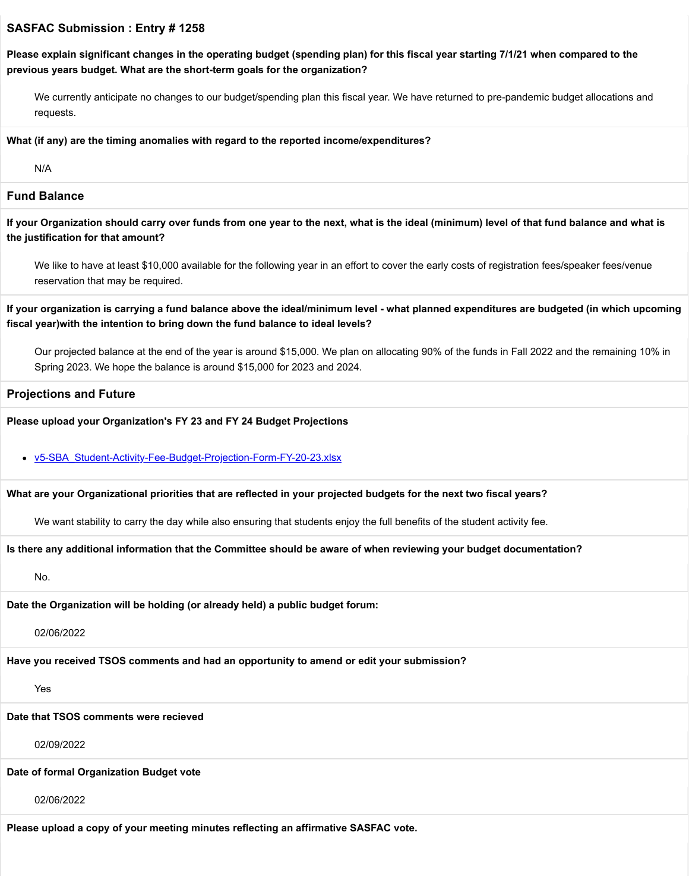## SASFAC Submission : Entry # 1258

**Please explain significant changes in the operating budget (spending plan) for this fiscal year starting 7/1/21 when compared to the previous years budget. What are the short-term goals for the organization?**

We currently anticipate no changes to our budget/spending plan this fiscal year. We have returned to pre-pandemic budget allocations and requests.

**What (if any) are the timing anomalies with regard to the reported income/expenditures?**

N/A

### Fund Balance

**If your Organization should carry over funds from one year to the next, what is the ideal (minimum) level of that fund balance and what is the justification for that amount?**

We like to have at least $10,000 available for the following year in an effort to cover the early costs of registration fees/speaker fees/venue reservation that may be required.

**If your organization is carrying a fund balance above the ideal/minimum level - what planned expenditures are budgeted (in which upcoming fiscal year)with the intention to bring down the fund balance to ideal levels?**

Our projected balance at the end of the year is around $15,000. We plan on allocating 90% of the funds in Fall 2022 and the remaining 10% in Spring 2023. We hope the balance is around $15,000 for 2023 and 2024.

### Projections and Future

**Please upload your Organization's FY 23 and FY 24 Budget Projections**

- v5-SBA_Student-Activity-Fee-Budget-Projection-Form-FY-20-23.xlsx

**What are your Organizational priorities that are reflected in your projected budgets for the next two fiscal years?**

We want stability to carry the day while also ensuring that students enjoy the full benefits of the student activity fee.

**Is there any additional information that the Committee should be aware of when reviewing your budget documentation?**

No.

**Date the Organization will be holding (or already held) a public budget forum:**

02/06/2022

**Have you received TSOS comments and had an opportunity to amend or edit your submission?**

Yes

**Date that TSOS comments were recieved**

02/09/2022

**Date of formal Organization Budget vote**

02/06/2022

**Please upload a copy of your meeting minutes reflecting an affirmative SASFAC vote.**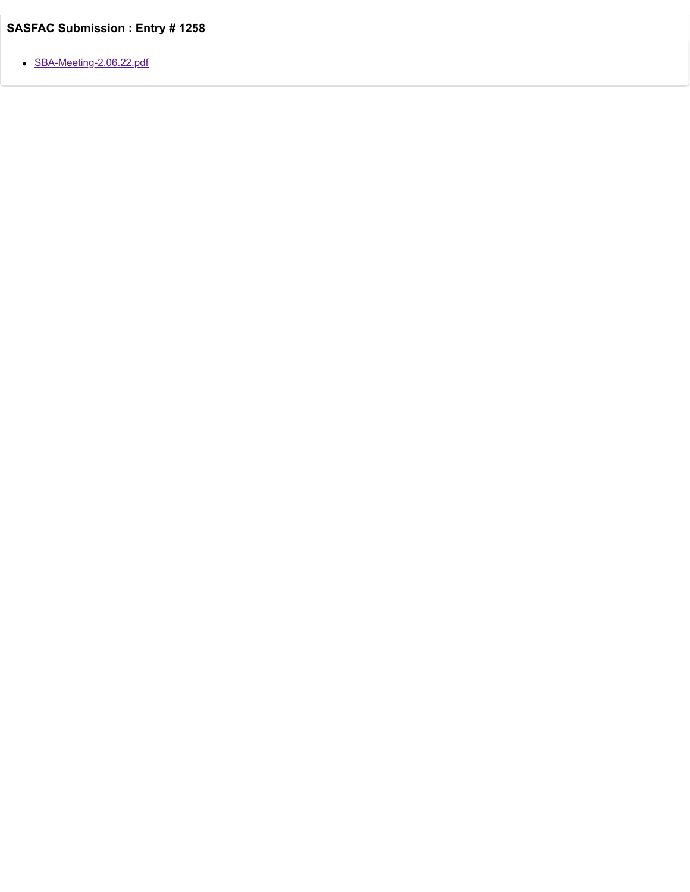### SASFAC Submission : Entry # 1258

- SBA-Meeting-2.06.22.pdf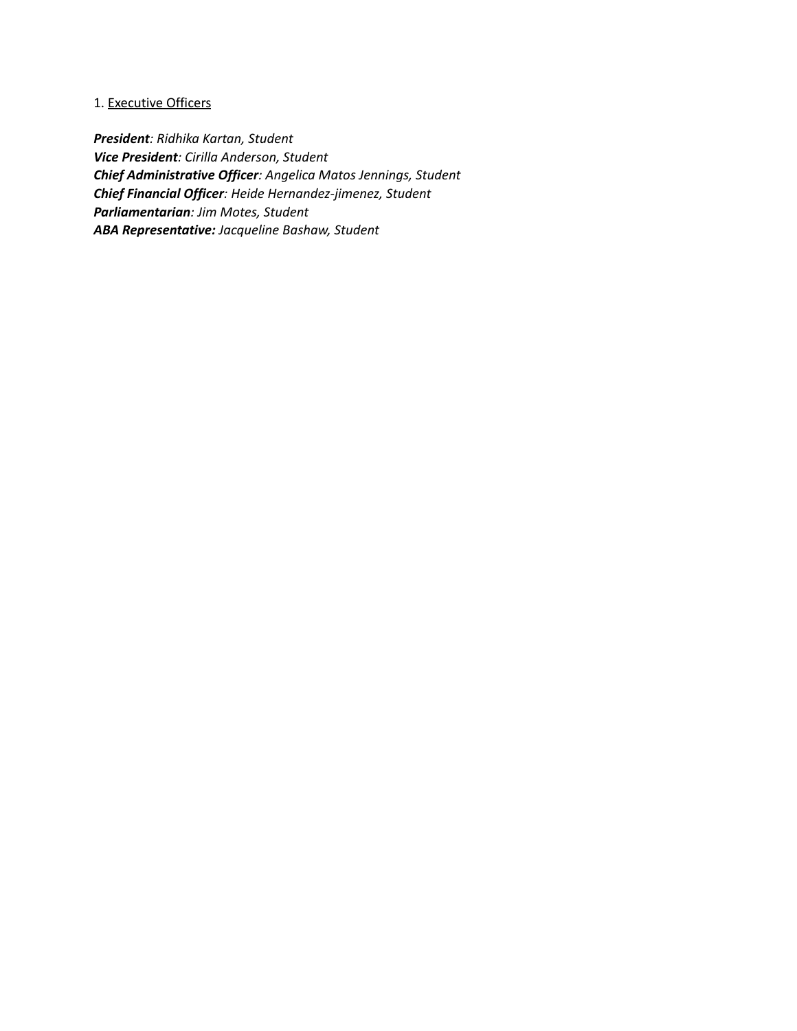1. Executive Officers

***President**: Ridhika Kartan, Student*
***Vice President**: Cirilla Anderson, Student*
***Chief Administrative Officer**: Angelica Matos Jennings, Student*
***Chief Financial Officer**: Heide Hernandez-jimenez, Student*
***Parliamentarian**: Jim Motes, Student*
***ABA Representative:** Jacqueline Bashaw, Student*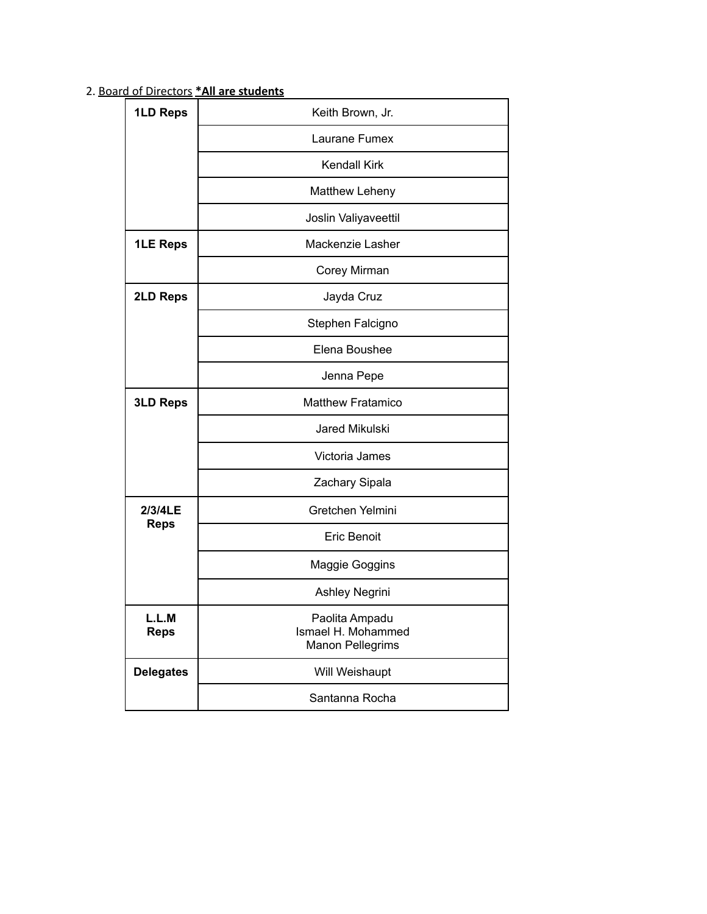2. <u>Board of Directors</u> **<u>*All are students</u>**

| | |
|---|---|
| **1LD Reps** | Keith Brown, Jr. |
| | Laurane Fumex |
| | Kendall Kirk |
| | Matthew Leheny |
| | Joslin Valiyaveettil |
| **1LE Reps** | Mackenzie Lasher |
| | Corey Mirman |
| **2LD Reps** | Jayda Cruz |
| | Stephen Falcigno |
| | Elena Boushee |
| | Jenna Pepe |
| **3LD Reps** | Matthew Fratamico |
| | Jared Mikulski |
| | Victoria James |
| | Zachary Sipala |
| **2/3/4LE Reps** | Gretchen Yelmini |
| | Eric Benoit |
| | Maggie Goggins |
| | Ashley Negrini |
| **L.L.M Reps** | Paolita Ampadu<br>Ismael H. Mohammed<br>Manon Pellegrims |
| **Delegates** | Will Weishaupt |
| | Santanna Rocha |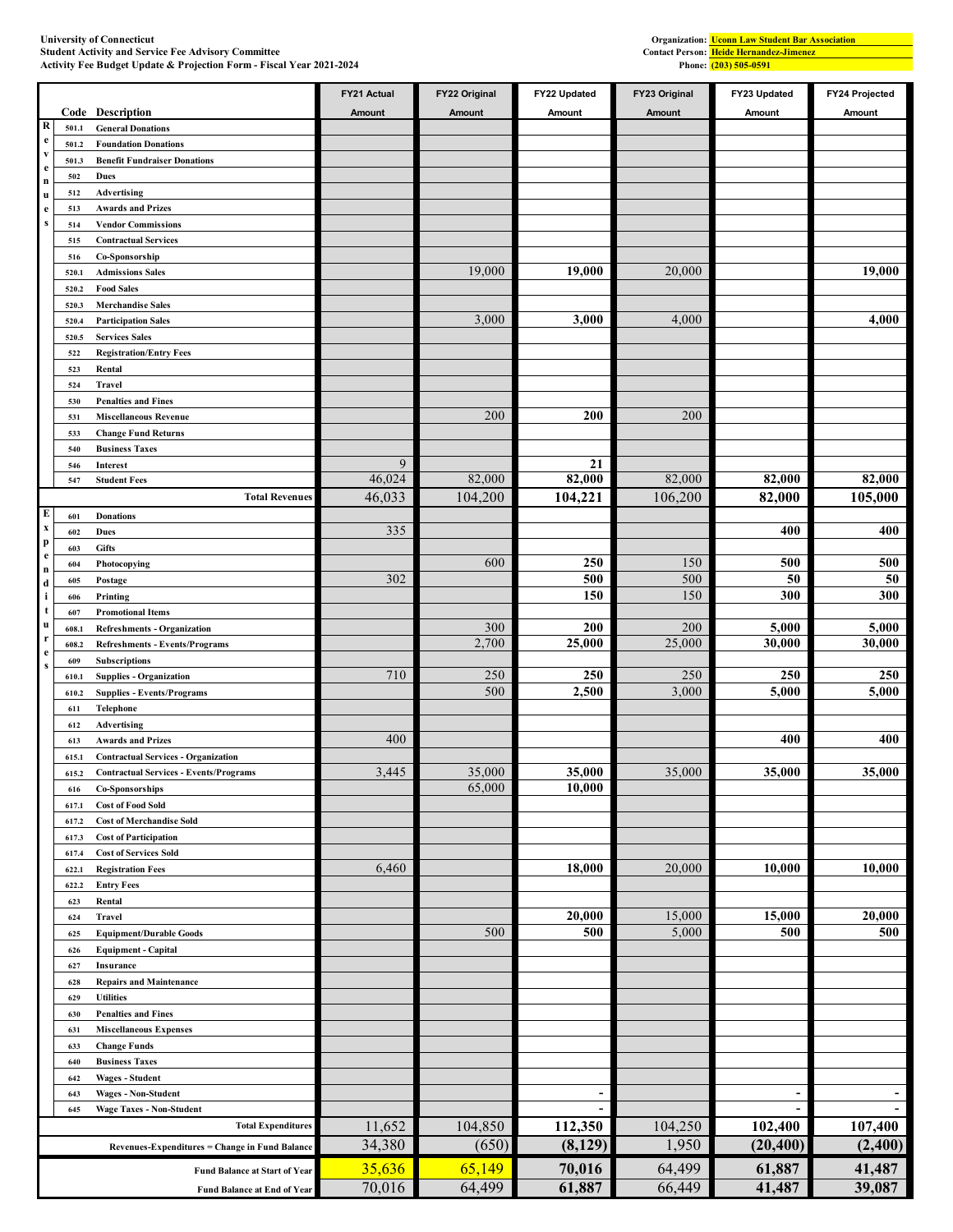University of Connecticut
Student Activity and Service Fee Advisory Committee
Activity Fee Budget Update & Projection Form - Fiscal Year 2021-2024

Organization: Uconn Law Student Bar Association
Contact Person: Heide Hernandez-Jimenez
Phone: (203) 505-0591

| | Code | Description | FY21 Actual Amount | FY22 Original Amount | FY22 Updated Amount | FY23 Original Amount | FY23 Updated Amount | FY24 Projected Amount |
|---|---|---|---|---|---|---|---|---|
| Revenues | 501.1 | General Donations | | | | | | |
| | 501.2 | Foundation Donations | | | | | | |
| | 501.3 | Benefit Fundraiser Donations | | | | | | |
| | 502 | Dues | | | | | | |
| | 512 | Advertising | | | | | | |
| | 513 | Awards and Prizes | | | | | | |
| | 514 | Vendor Commissions | | | | | | |
| | 515 | Contractual Services | | | | | | |
| | 516 | Co-Sponsorship | | | | | | |
| | 520.1 | Admissions Sales | | 19,000 | 19,000 | 20,000 | | 19,000 |
| | 520.2 | Food Sales | | | | | | |
| | 520.3 | Merchandise Sales | | | | | | |
| | 520.4 | Participation Sales | | 3,000 | 3,000 | 4,000 | | 4,000 |
| | 520.5 | Services Sales | | | | | | |
| | 522 | Registration/Entry Fees | | | | | | |
| | 523 | Rental | | | | | | |
| | 524 | Travel | | | | | | |
| | 530 | Penalties and Fines | | | | | | |
| | 531 | Miscellaneous Revenue | | 200 | 200 | 200 | | |
| | 533 | Change Fund Returns | | | | | | |
| | 540 | Business Taxes | | | | | | |
| | 546 | Interest | 9 | | 21 | | | |
| | 547 | Student Fees | 46,024 | 82,000 | 82,000 | 82,000 | 82,000 | 82,000 |
| | | **Total Revenues** | 46,033 | 104,200 | 104,221 | 106,200 | 82,000 | 105,000 |
| Expenditures | 601 | Donations | | | | | | |
| | 602 | Dues | 335 | | | | 400 | 400 |
| | 603 | Gifts | | | | | | |
| | 604 | Photocopying | | 600 | 250 | 150 | 500 | 500 |
| | 605 | Postage | 302 | | 500 | 500 | 50 | 50 |
| | 606 | Printing | | | 150 | 150 | 300 | 300 |
| | 607 | Promotional Items | | | | | | |
| | 608.1 | Refreshments - Organization | | 300 | 200 | 200 | 5,000 | 5,000 |
| | 608.2 | Refreshments - Events/Programs | | 2,700 | 25,000 | 25,000 | 30,000 | 30,000 |
| | 609 | Subscriptions | | | | | | |
| | 610.1 | Supplies - Organization | 710 | 250 | 250 | 250 | 250 | 250 |
| | 610.2 | Supplies - Events/Programs | | 500 | 2,500 | 3,000 | 5,000 | 5,000 |
| | 611 | Telephone | | | | | | |
| | 612 | Advertising | | | | | | |
| | 613 | Awards and Prizes | 400 | | | | 400 | 400 |
| | 615.1 | Contractual Services - Organization | | | | | | |
| | 615.2 | Contractual Services - Events/Programs | 3,445 | 35,000 | 35,000 | 35,000 | 35,000 | 35,000 |
| | 616 | Co-Sponsorships | | 65,000 | 10,000 | | | |
| | 617.1 | Cost of Food Sold | | | | | | |
| | 617.2 | Cost of Merchandise Sold | | | | | | |
| | 617.3 | Cost of Participation | | | | | | |
| | 617.4 | Cost of Services Sold | | | | | | |
| | 622.1 | Registration Fees | 6,460 | | 18,000 | 20,000 | 10,000 | 10,000 |
| | 622.2 | Entry Fees | | | | | | |
| | 623 | Rental | | | | | | |
| | 624 | Travel | | | 20,000 | 15,000 | 15,000 | 20,000 |
| | 625 | Equipment/Durable Goods | | 500 | 500 | 5,000 | 500 | 500 |
| | 626 | Equipment - Capital | | | | | | |
| | 627 | Insurance | | | | | | |
| | 628 | Repairs and Maintenance | | | | | | |
| | 629 | Utilities | | | | | | |
| | 630 | Penalties and Fines | | | | | | |
| | 631 | Miscellaneous Expenses | | | | | | |
| | 633 | Change Funds | | | | | | |
| | 640 | Business Taxes | | | | | | |
| | 642 | Wages - Student | | | | | | |
| | 643 | Wages - Non-Student | | | - | | - | - |
| | 645 | Wage Taxes - Non-Student | | | - | | - | - |
| | | **Total Expenditures** | 11,652 | 104,850 | 112,350 | 104,250 | 102,400 | 107,400 |
| | | **Revenues-Expenditures = Change in Fund Balance** | 34,380 | (650) | (8,129) | 1,950 | (20,400) | (2,400) |
| | | **Fund Balance at Start of Year** | 35,636 | 65,149 | 70,016 | 64,499 | 61,887 | 41,487 |
| | | **Fund Balance at End of Year** | 70,016 | 64,499 | 61,887 | 66,449 | 41,487 | 39,087 |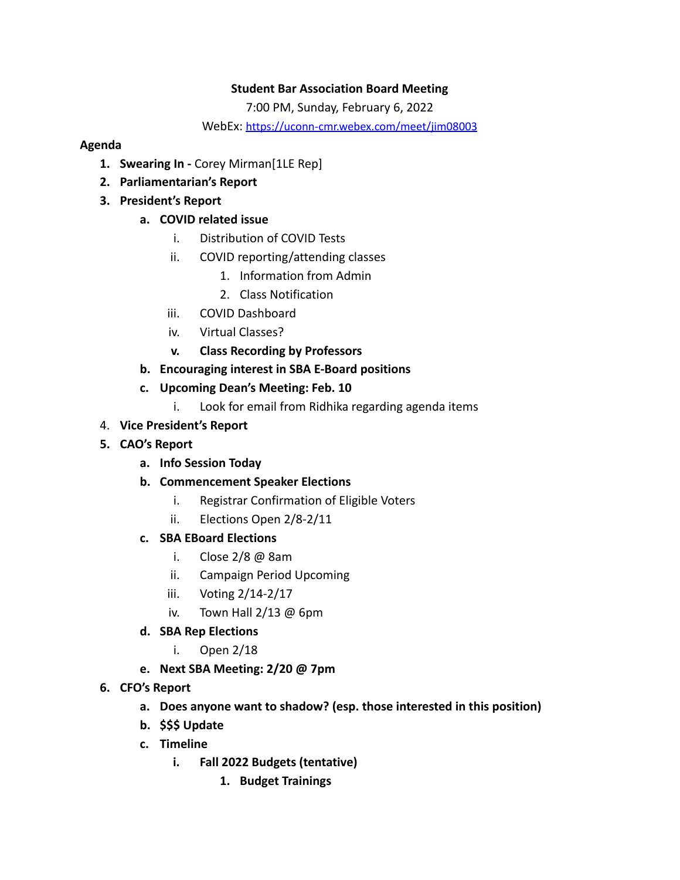**Student Bar Association Board Meeting**

7:00 PM, Sunday, February 6, 2022

WebEx: https://uconn-cmr.webex.com/meet/jim08003

**Agenda**

1. **Swearing In -** Corey Mirman[1LE Rep]
2. **Parliamentarian's Report**
3. **President's Report**
   a. **COVID related issue**
      i. Distribution of COVID Tests
      ii. COVID reporting/attending classes
         1. Information from Admin
         2. Class Notification
      iii. COVID Dashboard
      iv. Virtual Classes?
      v. **Class Recording by Professors**
   b. **Encouraging interest in SBA E-Board positions**
   c. **Upcoming Dean's Meeting: Feb. 10**
      i. Look for email from Ridhika regarding agenda items
4. **Vice President's Report**
5. **CAO's Report**
   a. **Info Session Today**
   b. **Commencement Speaker Elections**
      i. Registrar Confirmation of Eligible Voters
      ii. Elections Open 2/8-2/11
   c. **SBA EBoard Elections**
      i. Close 2/8 @ 8am
      ii. Campaign Period Upcoming
      iii. Voting 2/14-2/17
      iv. Town Hall 2/13 @ 6pm
   d. **SBA Rep Elections**
      i. Open 2/18
   e. **Next SBA Meeting: 2/20 @ 7pm**
6. **CFO's Report**
   a. **Does anyone want to shadow? (esp. those interested in this position)**
   b. **$$$ Update**
   c. **Timeline**
      i. **Fall 2022 Budgets (tentative)**
         1. **Budget Trainings**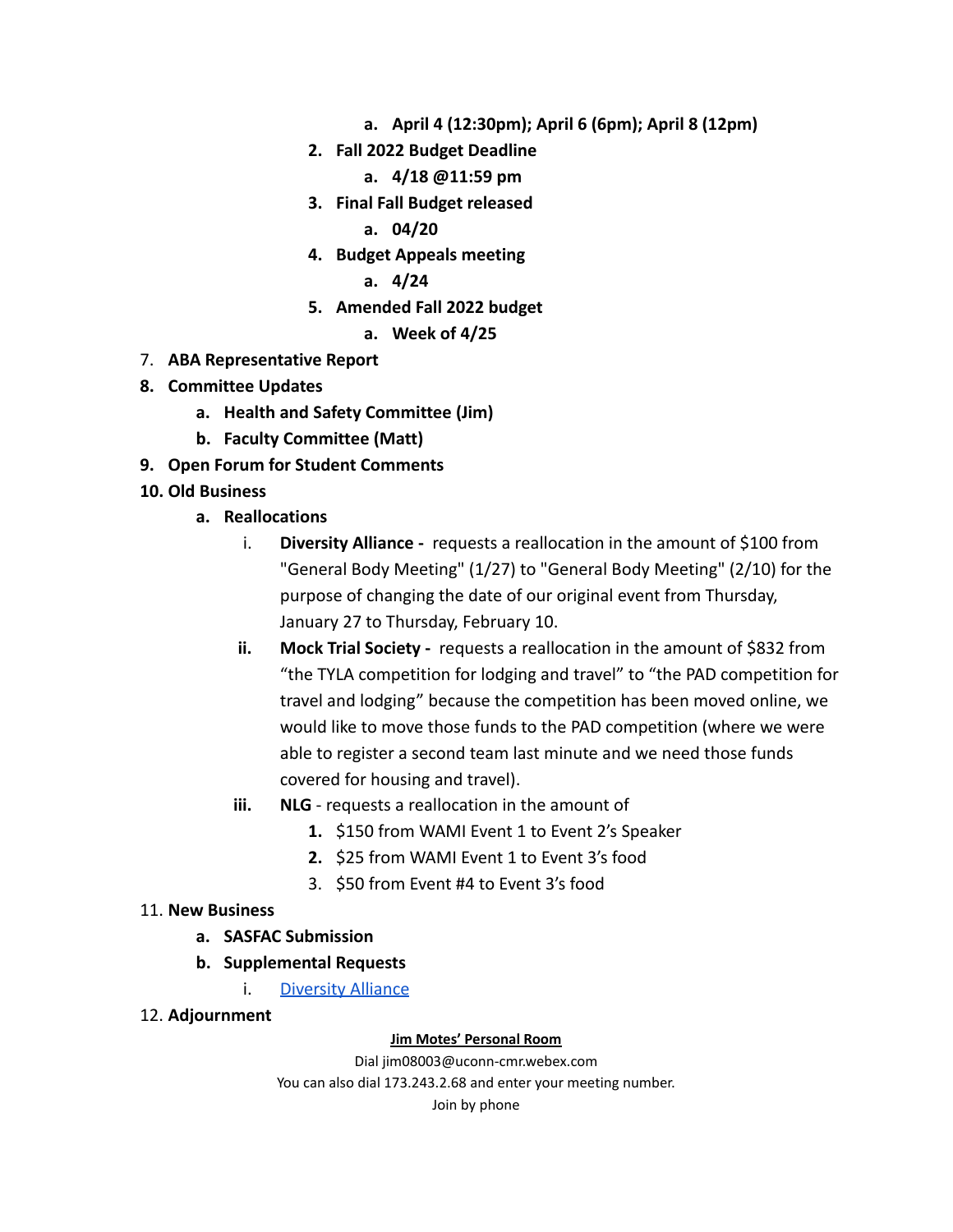- a. **April 4 (12:30pm); April 6 (6pm); April 8 (12pm)**
2. **Fall 2022 Budget Deadline**
   - a. **4/18 @11:59 pm**
3. **Final Fall Budget released**
   - a. **04/20**
4. **Budget Appeals meeting**
   - a. **4/24**
5. **Amended Fall 2022 budget**
   - a. **Week of 4/25**

7. **ABA Representative Report**
8. **Committee Updates**
   - a. **Health and Safety Committee (Jim)**
   - b. **Faculty Committee (Matt)**
9. **Open Forum for Student Comments**
10. **Old Business**
    - a. **Reallocations**
        - i. **Diversity Alliance -** requests a reallocation in the amount of $100 from "General Body Meeting" (1/27) to "General Body Meeting" (2/10) for the purpose of changing the date of our original event from Thursday, January 27 to Thursday, February 10.
        - ii. **Mock Trial Society -** requests a reallocation in the amount of $832 from "the TYLA competition for lodging and travel" to "the PAD competition for travel and lodging" because the competition has been moved online, we would like to move those funds to the PAD competition (where we were able to register a second team last minute and we need those funds covered for housing and travel).
        - iii. **NLG** - requests a reallocation in the amount of
            1. $150 from WAMI Event 1 to Event 2's Speaker
            2. $25 from WAMI Event 1 to Event 3's food
            3. $50 from Event #4 to Event 3's food
11. **New Business**
    - a. **SASFAC Submission**
    - b. **Supplemental Requests**
        - i. Diversity Alliance
12. **Adjournment**

**Jim Motes' Personal Room**

Dial jim08003@uconn-cmr.webex.com

You can also dial 173.243.2.68 and enter your meeting number.

Join by phone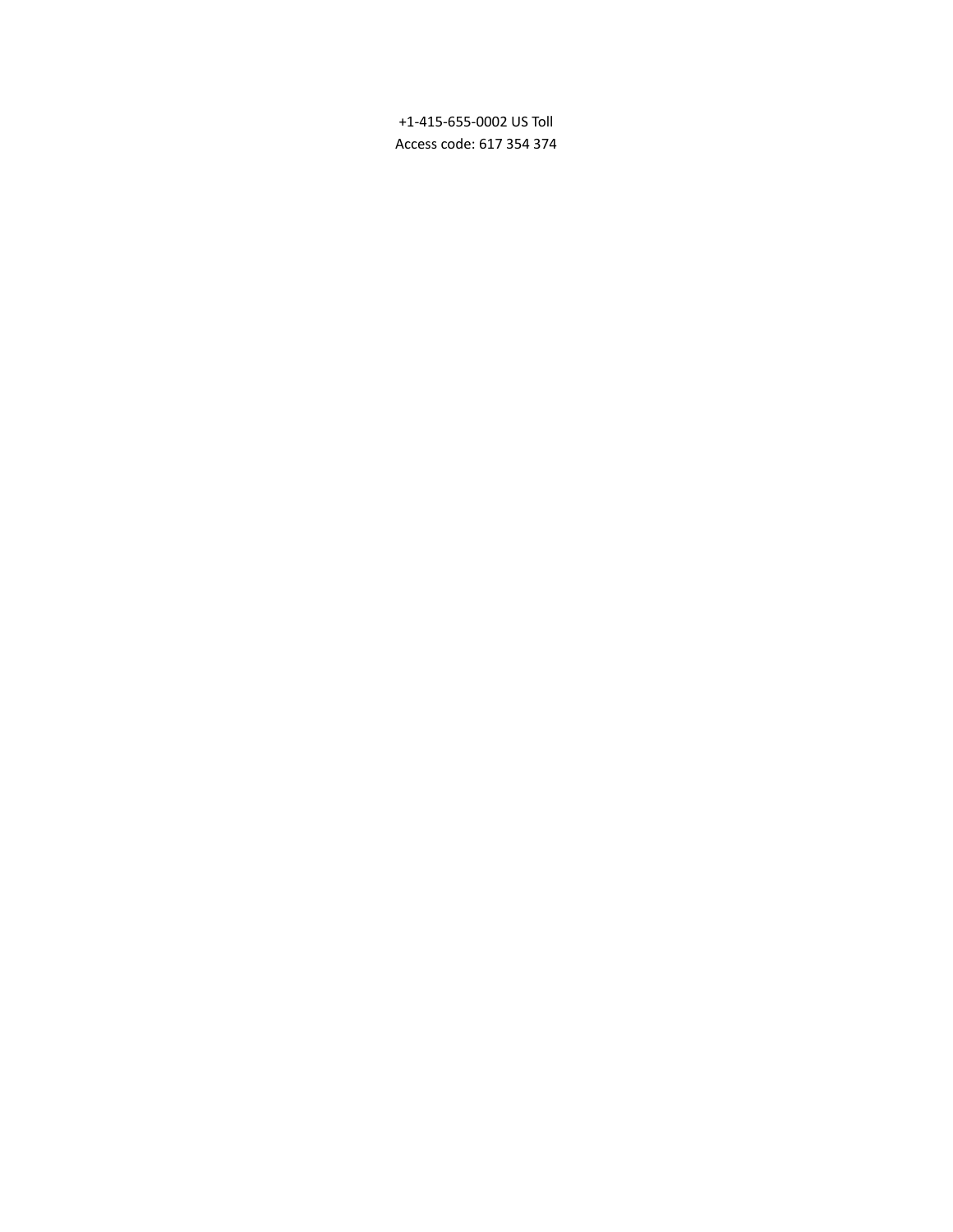+1-415-655-0002 US Toll
Access code: 617 354 374